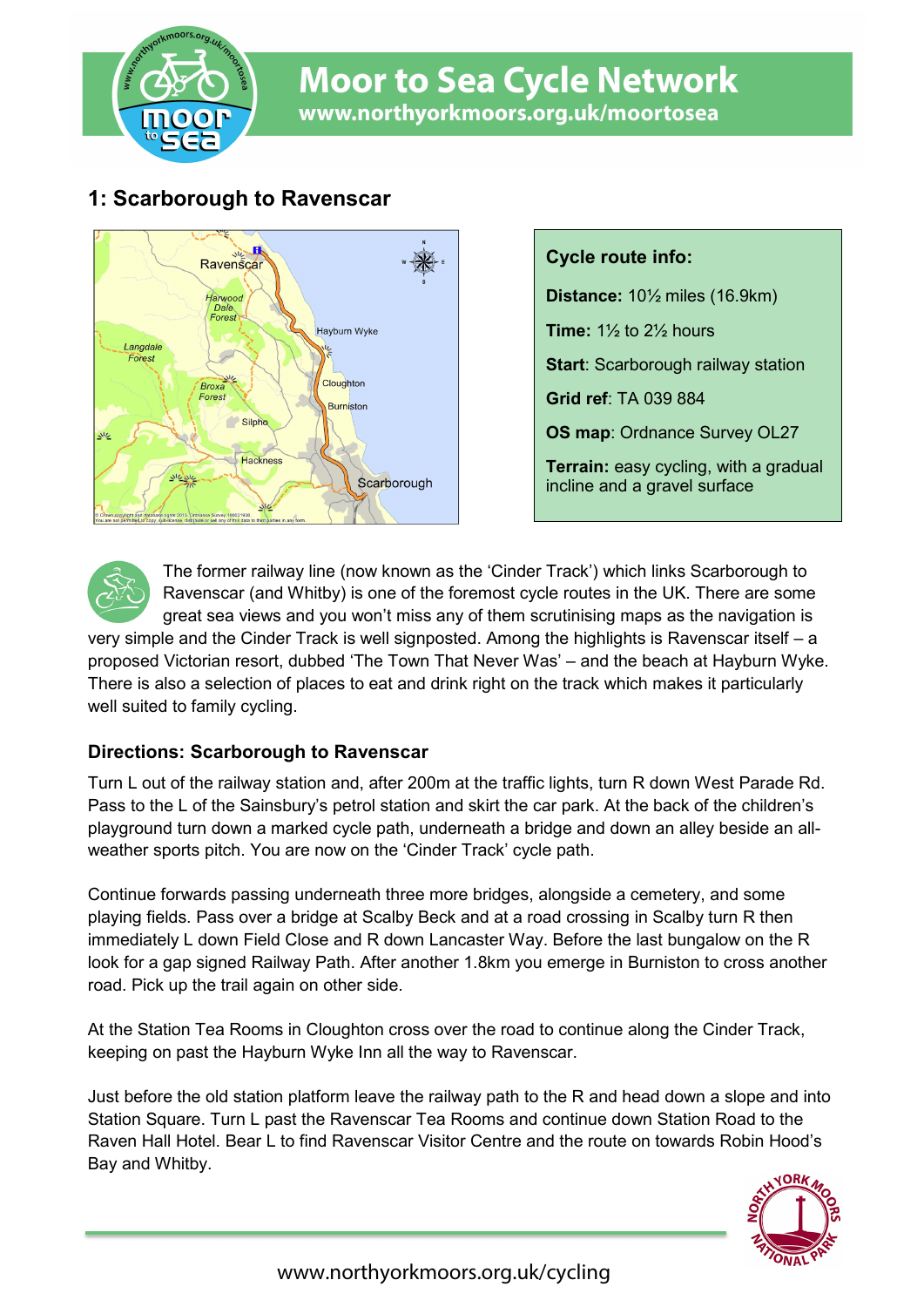# Moor to Sea Cycle Network

www.northyorkmoors.org.uk/moortosea

## 1: Scarborough to Ravenscar

**Cycle route info:**

**Distance:** 10½ miles (16.9km)

**Time:** 1½ to 2½ hours

**Start**: Scarborough railway station

**Grid ref**: TA 039 884

**OS map**: Ordnance Survey OL27

**Terrain:** easy cycling, with a gradual incline and a gravel surface

The former railway line (now known as the 'Cinder Track') which links Scarborough to Ravenscar (and Whitby) is one of the foremost cycle routes in the UK. There are some great sea views and you won't miss any of them scrutinising maps as the navigation is very simple and the Cinder Track is well signposted. Among the highlights is Ravenscar itself – a proposed Victorian resort, dubbed 'The Town That Never Was' – and the beach at Hayburn Wyke. There is also a selection of places to eat and drink right on the track which makes it particularly well suited to family cycling.

### Directions: Scarborough to Ravenscar

Turn L out of the railway station and, after 200m at the traffic lights, turn R down West Parade Rd. Pass to the L of the Sainsbury's petrol station and skirt the car park. At the back of the children's playground turn down a marked cycle path, underneath a bridge and down an alley beside an all-weather sports pitch. You are now on the 'Cinder Track' cycle path.

Continue forwards passing underneath three more bridges, alongside a cemetery, and some playing fields. Pass over a bridge at Scalby Beck and at a road crossing in Scalby turn R then immediately L down Field Close and R down Lancaster Way. Before the last bungalow on the R look for a gap signed Railway Path. After another 1.8km you emerge in Burniston to cross another road. Pick up the trail again on other side.

At the Station Tea Rooms in Cloughton cross over the road to continue along the Cinder Track, keeping on past the Hayburn Wyke Inn all the way to Ravenscar.

Just before the old station platform leave the railway path to the R and head down a slope and into Station Square. Turn L past the Ravenscar Tea Rooms and continue down Station Road to the Raven Hall Hotel. Bear L to find Ravenscar Visitor Centre and the route on towards Robin Hood's Bay and Whitby.

www.northyorkmoors.org.uk/cycling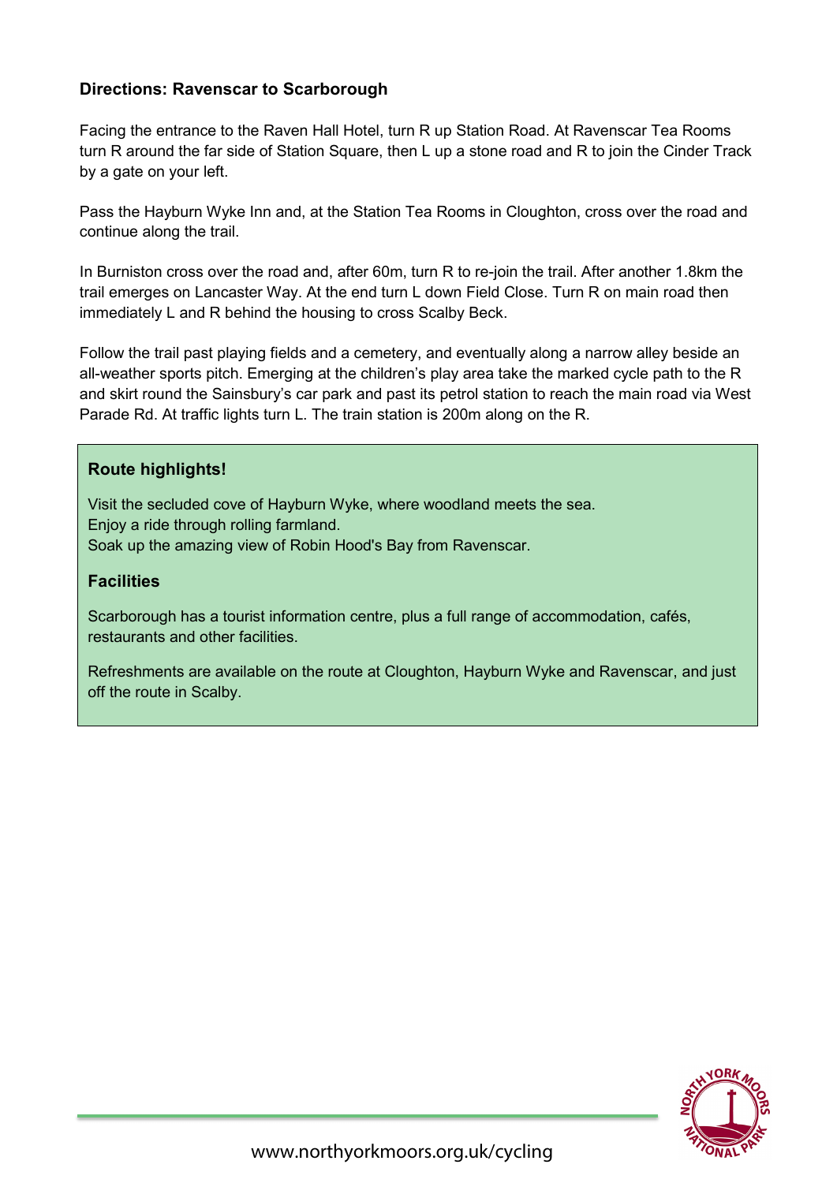### Directions: Ravenscar to Scarborough

Facing the entrance to the Raven Hall Hotel, turn R up Station Road. At Ravenscar Tea Rooms turn R around the far side of Station Square, then L up a stone road and R to join the Cinder Track by a gate on your left.

Pass the Hayburn Wyke Inn and, at the Station Tea Rooms in Cloughton, cross over the road and continue along the trail.

In Burniston cross over the road and, after 60m, turn R to re-join the trail. After another 1.8km the trail emerges on Lancaster Way. At the end turn L down Field Close. Turn R on main road then immediately L and R behind the housing to cross Scalby Beck.

Follow the trail past playing fields and a cemetery, and eventually along a narrow alley beside an all-weather sports pitch. Emerging at the children's play area take the marked cycle path to the R and skirt round the Sainsbury's car park and past its petrol station to reach the main road via West Parade Rd. At traffic lights turn L. The train station is 200m along on the R.

#### Route highlights!

Visit the secluded cove of Hayburn Wyke, where woodland meets the sea.
Enjoy a ride through rolling farmland.
Soak up the amazing view of Robin Hood's Bay from Ravenscar.

#### Facilities

Scarborough has a tourist information centre, plus a full range of accommodation, cafés, restaurants and other facilities.

Refreshments are available on the route at Cloughton, Hayburn Wyke and Ravenscar, and just off the route in Scalby.

www.northyorkmoors.org.uk/cycling